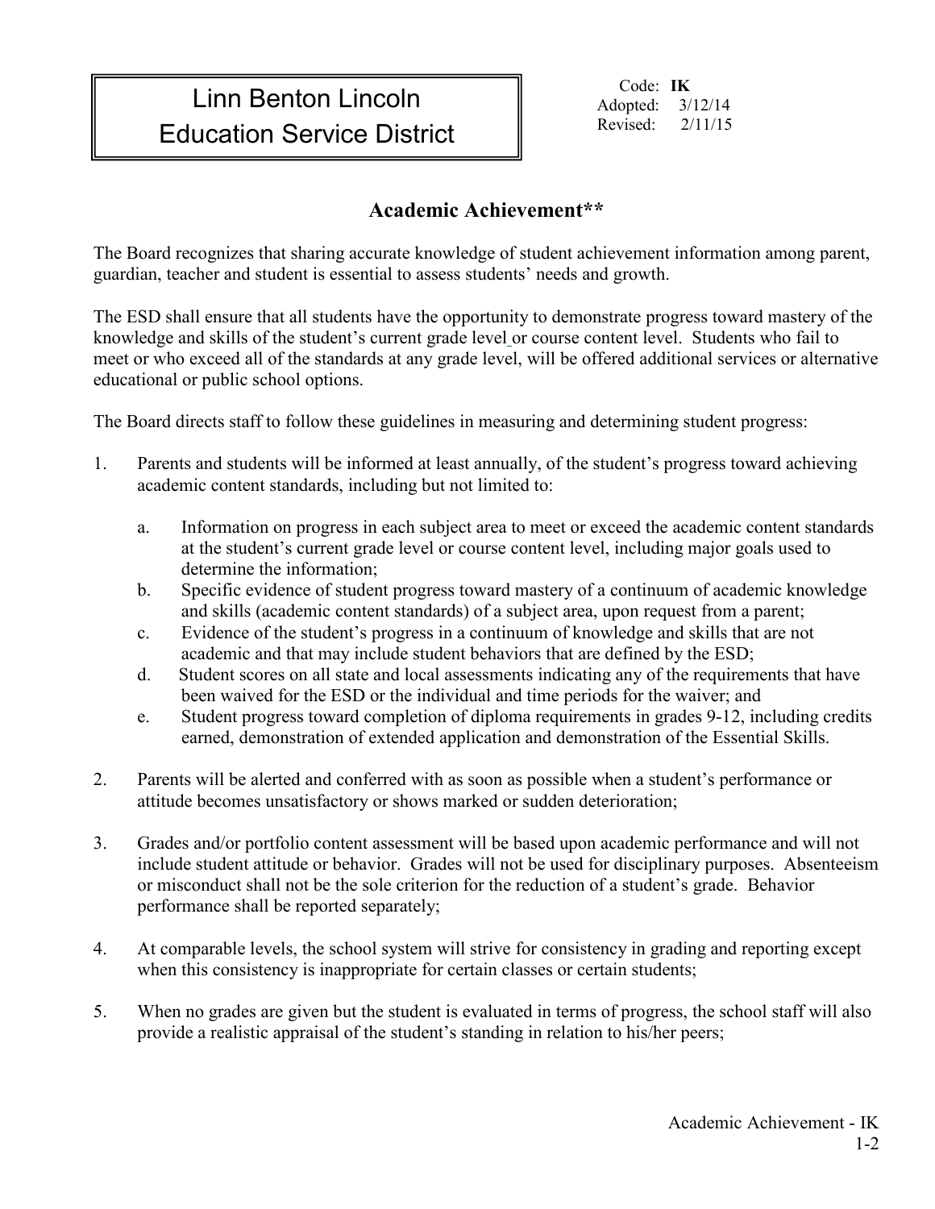Linn Benton Lincoln
Education Service District

Code: **IK**
Adopted: 3/12/14
Revised: 2/11/15

## Academic Achievement**

The Board recognizes that sharing accurate knowledge of student achievement information among parent, guardian, teacher and student is essential to assess students' needs and growth.

The ESD shall ensure that all students have the opportunity to demonstrate progress toward mastery of the knowledge and skills of the student's current grade level or course content level. Students who fail to meet or who exceed all of the standards at any grade level, will be offered additional services or alternative educational or public school options.

The Board directs staff to follow these guidelines in measuring and determining student progress:

1. Parents and students will be informed at least annually, of the student's progress toward achieving academic content standards, including but not limited to:

   a. Information on progress in each subject area to meet or exceed the academic content standards at the student's current grade level or course content level, including major goals used to determine the information;
   b. Specific evidence of student progress toward mastery of a continuum of academic knowledge and skills (academic content standards) of a subject area, upon request from a parent;
   c. Evidence of the student's progress in a continuum of knowledge and skills that are not academic and that may include student behaviors that are defined by the ESD;
   d. Student scores on all state and local assessments indicating any of the requirements that have been waived for the ESD or the individual and time periods for the waiver; and
   e. Student progress toward completion of diploma requirements in grades 9-12, including credits earned, demonstration of extended application and demonstration of the Essential Skills.

2. Parents will be alerted and conferred with as soon as possible when a student's performance or attitude becomes unsatisfactory or shows marked or sudden deterioration;

3. Grades and/or portfolio content assessment will be based upon academic performance and will not include student attitude or behavior. Grades will not be used for disciplinary purposes. Absenteeism or misconduct shall not be the sole criterion for the reduction of a student's grade. Behavior performance shall be reported separately;

4. At comparable levels, the school system will strive for consistency in grading and reporting except when this consistency is inappropriate for certain classes or certain students;

5. When no grades are given but the student is evaluated in terms of progress, the school staff will also provide a realistic appraisal of the student's standing in relation to his/her peers;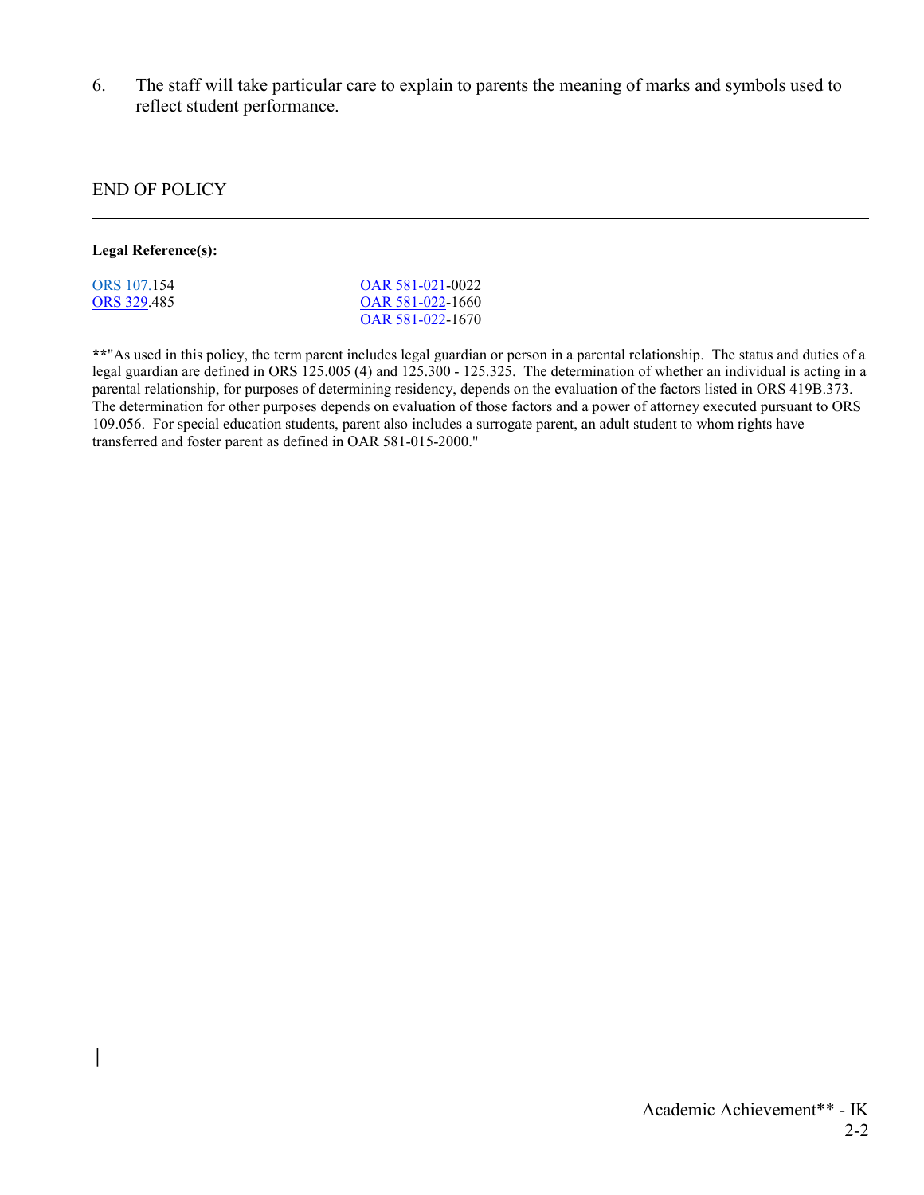6. The staff will take particular care to explain to parents the meaning of marks and symbols used to reflect student performance.

END OF POLICY

---

**Legal Reference(s):**

| | |
|---|---|
| ORS 107.154 | OAR 581-021-0022 |
| ORS 329.485 | OAR 581-022-1660 |
| | OAR 581-022-1670 |

**"As used in this policy, the term parent includes legal guardian or person in a parental relationship. The status and duties of a legal guardian are defined in ORS 125.005 (4) and 125.300 - 125.325. The determination of whether an individual is acting in a parental relationship, for purposes of determining residency, depends on the evaluation of the factors listed in ORS 419B.373. The determination for other purposes depends on evaluation of those factors and a power of attorney executed pursuant to ORS 109.056. For special education students, parent also includes a surrogate parent, an adult student to whom rights have transferred and foster parent as defined in OAR 581-015-2000."